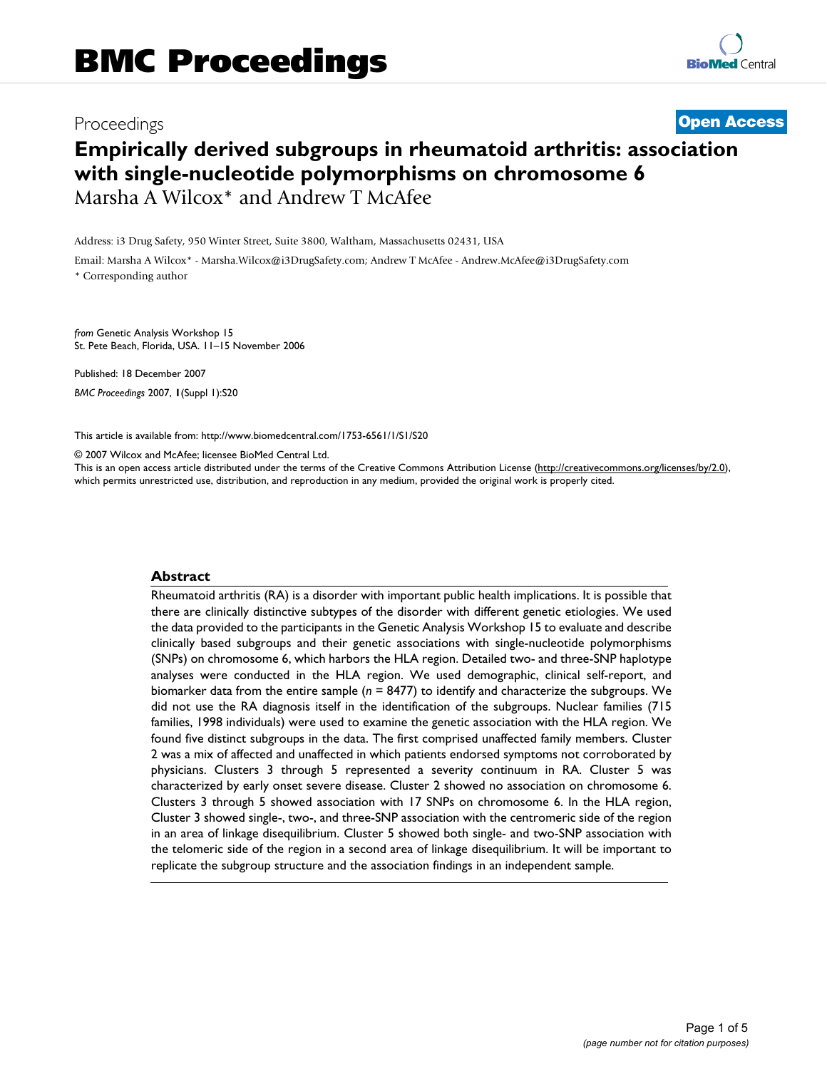Proceedings

**Open Access**

# Empirically derived subgroups in rheumatoid arthritis: association with single-nucleotide polymorphisms on chromosome 6

Marsha A Wilcox* and Andrew T McAfee

Address: i3 Drug Safety, 950 Winter Street, Suite 3800, Waltham, Massachusetts 02431, USA

Email: Marsha A Wilcox* - Marsha.Wilcox@i3DrugSafety.com; Andrew T McAfee - Andrew.McAfee@i3DrugSafety.com

\* Corresponding author

*from* Genetic Analysis Workshop 15
St. Pete Beach, Florida, USA. 11–15 November 2006

Published: 18 December 2007

*BMC Proceedings* 2007, **1**(Suppl 1):S20

This article is available from: http://www.biomedcentral.com/1753-6561/1/S1/S20

© 2007 Wilcox and McAfee; licensee BioMed Central Ltd.
This is an open access article distributed under the terms of the Creative Commons Attribution License (http://creativecommons.org/licenses/by/2.0), which permits unrestricted use, distribution, and reproduction in any medium, provided the original work is properly cited.

## Abstract

Rheumatoid arthritis (RA) is a disorder with important public health implications. It is possible that there are clinically distinctive subtypes of the disorder with different genetic etiologies. We used the data provided to the participants in the Genetic Analysis Workshop 15 to evaluate and describe clinically based subgroups and their genetic associations with single-nucleotide polymorphisms (SNPs) on chromosome 6, which harbors the HLA region. Detailed two- and three-SNP haplotype analyses were conducted in the HLA region. We used demographic, clinical self-report, and biomarker data from the entire sample ($n$ = 8477) to identify and characterize the subgroups. We did not use the RA diagnosis itself in the identification of the subgroups. Nuclear families (715 families, 1998 individuals) were used to examine the genetic association with the HLA region. We found five distinct subgroups in the data. The first comprised unaffected family members. Cluster 2 was a mix of affected and unaffected in which patients endorsed symptoms not corroborated by physicians. Clusters 3 through 5 represented a severity continuum in RA. Cluster 5 was characterized by early onset severe disease. Cluster 2 showed no association on chromosome 6. Clusters 3 through 5 showed association with 17 SNPs on chromosome 6. In the HLA region, Cluster 3 showed single-, two-, and three-SNP association with the centromeric side of the region in an area of linkage disequilibrium. Cluster 5 showed both single- and two-SNP association with the telomeric side of the region in a second area of linkage disequilibrium. It will be important to replicate the subgroup structure and the association findings in an independent sample.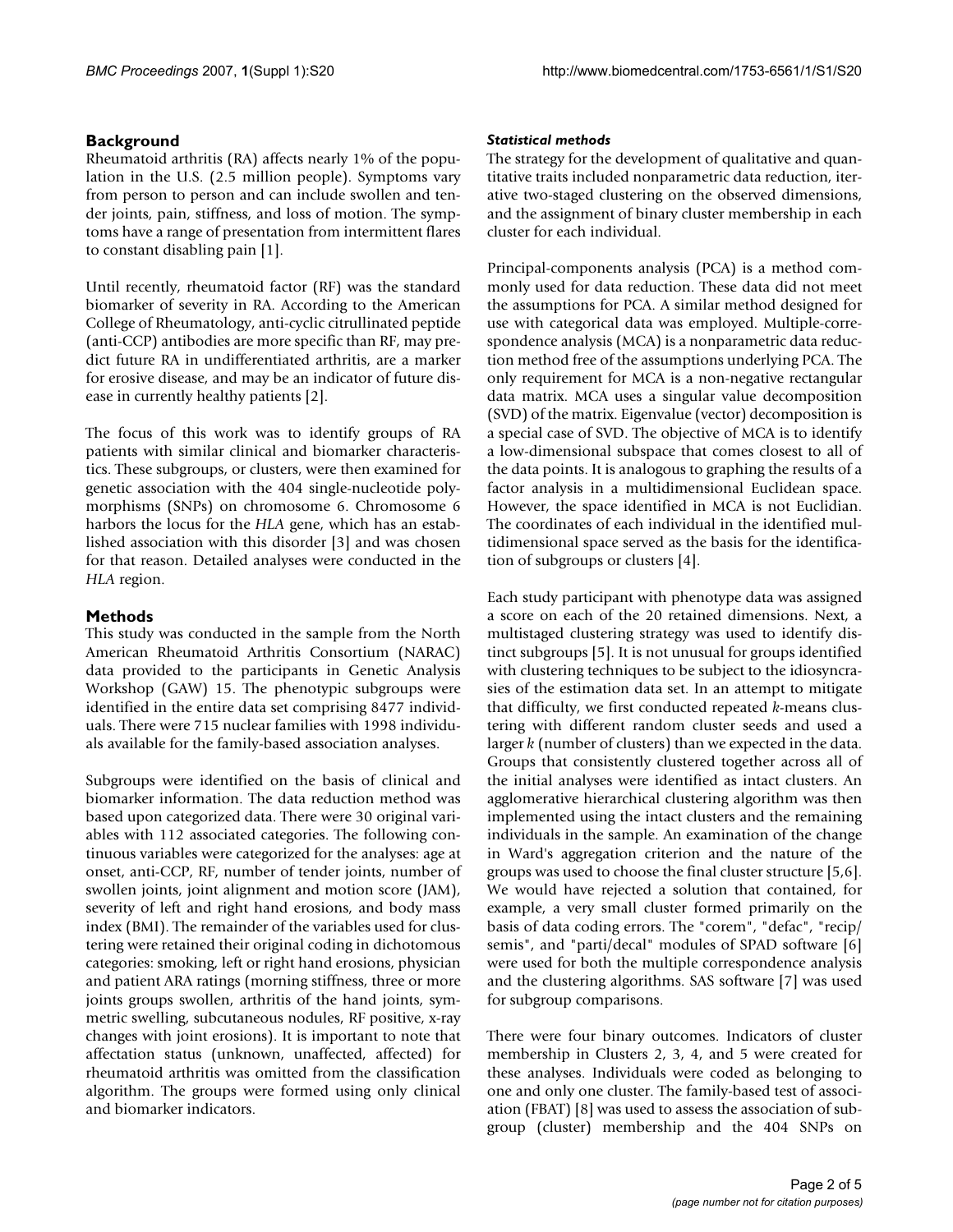## Background

Rheumatoid arthritis (RA) affects nearly 1% of the population in the U.S. (2.5 million people). Symptoms vary from person to person and can include swollen and tender joints, pain, stiffness, and loss of motion. The symptoms have a range of presentation from intermittent flares to constant disabling pain [1].

Until recently, rheumatoid factor (RF) was the standard biomarker of severity in RA. According to the American College of Rheumatology, anti-cyclic citrullinated peptide (anti-CCP) antibodies are more specific than RF, may predict future RA in undifferentiated arthritis, are a marker for erosive disease, and may be an indicator of future disease in currently healthy patients [2].

The focus of this work was to identify groups of RA patients with similar clinical and biomarker characteristics. These subgroups, or clusters, were then examined for genetic association with the 404 single-nucleotide polymorphisms (SNPs) on chromosome 6. Chromosome 6 harbors the locus for the *HLA* gene, which has an established association with this disorder [3] and was chosen for that reason. Detailed analyses were conducted in the *HLA* region.

## Methods

This study was conducted in the sample from the North American Rheumatoid Arthritis Consortium (NARAC) data provided to the participants in Genetic Analysis Workshop (GAW) 15. The phenotypic subgroups were identified in the entire data set comprising 8477 individuals. There were 715 nuclear families with 1998 individuals available for the family-based association analyses.

Subgroups were identified on the basis of clinical and biomarker information. The data reduction method was based upon categorized data. There were 30 original variables with 112 associated categories. The following continuous variables were categorized for the analyses: age at onset, anti-CCP, RF, number of tender joints, number of swollen joints, joint alignment and motion score (JAM), severity of left and right hand erosions, and body mass index (BMI). The remainder of the variables used for clustering were retained their original coding in dichotomous categories: smoking, left or right hand erosions, physician and patient ARA ratings (morning stiffness, three or more joints groups swollen, arthritis of the hand joints, symmetric swelling, subcutaneous nodules, RF positive, x-ray changes with joint erosions). It is important to note that affectation status (unknown, unaffected, affected) for rheumatoid arthritis was omitted from the classification algorithm. The groups were formed using only clinical and biomarker indicators.

### *Statistical methods*

The strategy for the development of qualitative and quantitative traits included nonparametric data reduction, iterative two-staged clustering on the observed dimensions, and the assignment of binary cluster membership in each cluster for each individual.

Principal-components analysis (PCA) is a method commonly used for data reduction. These data did not meet the assumptions for PCA. A similar method designed for use with categorical data was employed. Multiple-correspondence analysis (MCA) is a nonparametric data reduction method free of the assumptions underlying PCA. The only requirement for MCA is a non-negative rectangular data matrix. MCA uses a singular value decomposition (SVD) of the matrix. Eigenvalue (vector) decomposition is a special case of SVD. The objective of MCA is to identify a low-dimensional subspace that comes closest to all of the data points. It is analogous to graphing the results of a factor analysis in a multidimensional Euclidean space. However, the space identified in MCA is not Euclidian. The coordinates of each individual in the identified multidimensional space served as the basis for the identification of subgroups or clusters [4].

Each study participant with phenotype data was assigned a score on each of the 20 retained dimensions. Next, a multistaged clustering strategy was used to identify distinct subgroups [5]. It is not unusual for groups identified with clustering techniques to be subject to the idiosyncrasies of the estimation data set. In an attempt to mitigate that difficulty, we first conducted repeated *k*-means clustering with different random cluster seeds and used a larger *k* (number of clusters) than we expected in the data. Groups that consistently clustered together across all of the initial analyses were identified as intact clusters. An agglomerative hierarchical clustering algorithm was then implemented using the intact clusters and the remaining individuals in the sample. An examination of the change in Ward's aggregation criterion and the nature of the groups was used to choose the final cluster structure [5,6]. We would have rejected a solution that contained, for example, a very small cluster formed primarily on the basis of data coding errors. The "corem", "defac", "recip/semis", and "parti/decal" modules of SPAD software [6] were used for both the multiple correspondence analysis and the clustering algorithms. SAS software [7] was used for subgroup comparisons.

There were four binary outcomes. Indicators of cluster membership in Clusters 2, 3, 4, and 5 were created for these analyses. Individuals were coded as belonging to one and only one cluster. The family-based test of association (FBAT) [8] was used to assess the association of subgroup (cluster) membership and the 404 SNPs on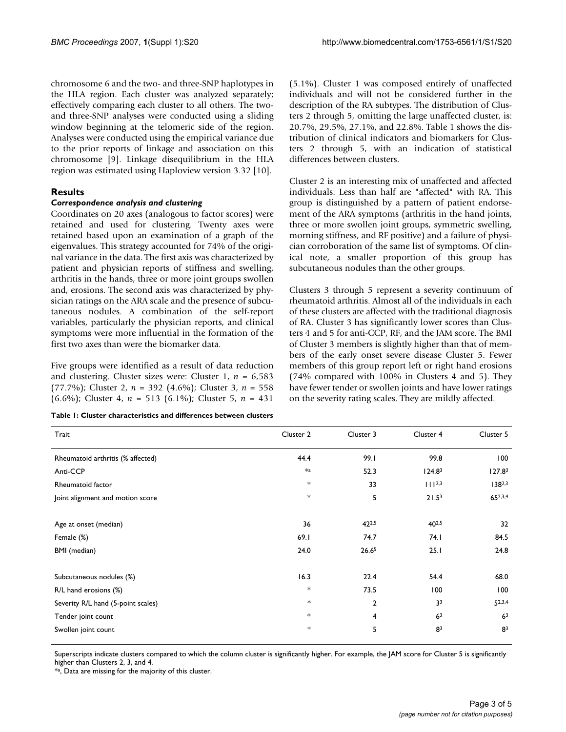chromosome 6 and the two- and three-SNP haplotypes in the HLA region. Each cluster was analyzed separately; effectively comparing each cluster to all others. The two- and three-SNP analyses were conducted using a sliding window beginning at the telomeric side of the region. Analyses were conducted using the empirical variance due to the prior reports of linkage and association on this chromosome [9]. Linkage disequilibrium in the HLA region was estimated using Haploview version 3.32 [10].

## Results

### *Correspondence analysis and clustering*

Coordinates on 20 axes (analogous to factor scores) were retained and used for clustering. Twenty axes were retained based upon an examination of a graph of the eigenvalues. This strategy accounted for 74% of the original variance in the data. The first axis was characterized by patient and physician reports of stiffness and swelling, arthritis in the hands, three or more joint groups swollen and, erosions. The second axis was characterized by physician ratings on the ARA scale and the presence of subcutaneous nodules. A combination of the self-report variables, particularly the physician reports, and clinical symptoms were more influential in the formation of the first two axes than were the biomarker data.

Five groups were identified as a result of data reduction and clustering. Cluster sizes were: Cluster 1, $n$ = 6,583 (77.7%); Cluster 2, $n$ = 392 (4.6%); Cluster 3, $n$ = 558 (6.6%); Cluster 4, $n$ = 513 (6.1%); Cluster 5, $n$ = 431 (5.1%). Cluster 1 was composed entirely of unaffected individuals and will not be considered further in the description of the RA subtypes. The distribution of Clusters 2 through 5, omitting the large unaffected cluster, is: 20.7%, 29.5%, 27.1%, and 22.8%. Table 1 shows the distribution of clinical indicators and biomarkers for Clusters 2 through 5, with an indication of statistical differences between clusters.

Cluster 2 is an interesting mix of unaffected and affected individuals. Less than half are "affected" with RA. This group is distinguished by a pattern of patient endorsement of the ARA symptoms (arthritis in the hand joints, three or more swollen joint groups, symmetric swelling, morning stiffness, and RF positive) and a failure of physician corroboration of the same list of symptoms. Of clinical note, a smaller proportion of this group has subcutaneous nodules than the other groups.

Clusters 3 through 5 represent a severity continuum of rheumatoid arthritis. Almost all of the individuals in each of these clusters are affected with the traditional diagnosis of RA. Cluster 3 has significantly lower scores than Clusters 4 and 5 for anti-CCP, RF, and the JAM score. The BMI of Cluster 3 members is slightly higher than that of members of the early onset severe disease Cluster 5. Fewer members of this group report left or right hand erosions (74% compared with 100% in Clusters 4 and 5). They have fewer tender or swollen joints and have lower ratings on the severity rating scales. They are mildly affected.

**Table 1: Cluster characteristics and differences between clusters**

| Trait | Cluster 2 | Cluster 3 | Cluster 4 | Cluster 5 |
|---|---|---|---|---|
| Rheumatoid arthritis (% affected) | 44.4 | 99.1 | 99.8 | 100 |
| Anti-CCP | *a | 52.3 | 124.8[3] | 127.8[3] |
| Rheumatoid factor | * | 33 | 111[2,3] | 138[2,3] |
| Joint alignment and motion score | * | 5 | 21.5[3] | 65[2,3,4] |
| Age at onset (median) | 36 | 42[2,5] | 40[2,5] | 32 |
| Female (%) | 69.1 | 74.7 | 74.1 | 84.5 |
| BMI (median) | 24.0 | 26.6[5] | 25.1 | 24.8 |
| Subcutaneous nodules (%) | 16.3 | 22.4 | 54.4 | 68.0 |
| R/L hand erosions (%) | * | 73.5 | 100 | 100 |
| Severity R/L hand (5-point scales) | * | 2 | 3[3] | 5[2,3,4] |
| Tender joint count | * | 4 | 6[3] | 6[3] |
| Swollen joint count | * | 5 | 8[3] | 8[3] |

Superscripts indicate clusters compared to which the column cluster is significantly higher. For example, the JAM score for Cluster 5 is significantly higher than Clusters 2, 3, and 4.

*a, Data are missing for the majority of this cluster.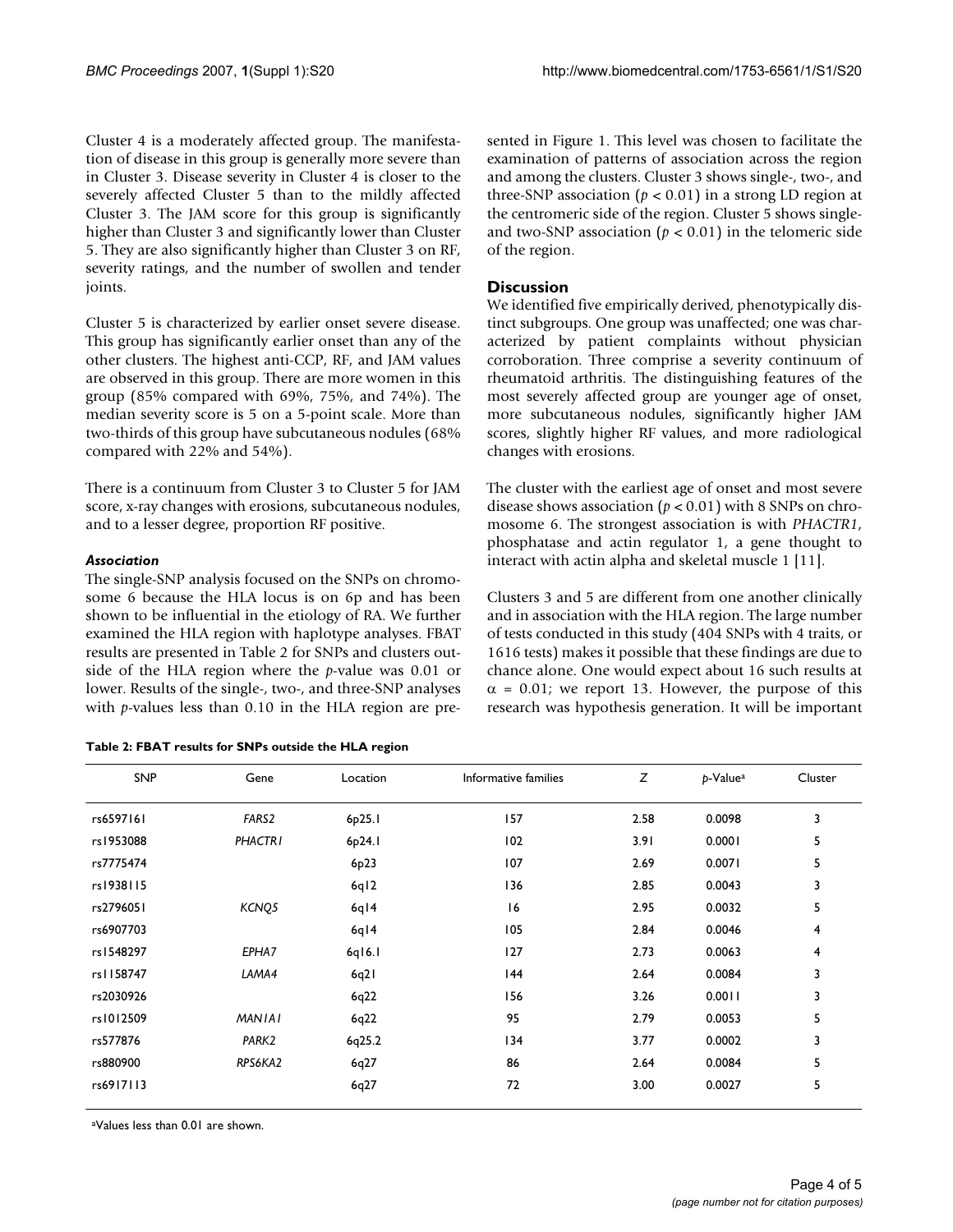Cluster 4 is a moderately affected group. The manifestation of disease in this group is generally more severe than in Cluster 3. Disease severity in Cluster 4 is closer to the severely affected Cluster 5 than to the mildly affected Cluster 3. The JAM score for this group is significantly higher than Cluster 3 and significantly lower than Cluster 5. They are also significantly higher than Cluster 3 on RF, severity ratings, and the number of swollen and tender joints.

Cluster 5 is characterized by earlier onset severe disease. This group has significantly earlier onset than any of the other clusters. The highest anti-CCP, RF, and JAM values are observed in this group. There are more women in this group (85% compared with 69%, 75%, and 74%). The median severity score is 5 on a 5-point scale. More than two-thirds of this group have subcutaneous nodules (68% compared with 22% and 54%).

There is a continuum from Cluster 3 to Cluster 5 for JAM score, x-ray changes with erosions, subcutaneous nodules, and to a lesser degree, proportion RF positive.

### *Association*

The single-SNP analysis focused on the SNPs on chromosome 6 because the HLA locus is on 6p and has been shown to be influential in the etiology of RA. We further examined the HLA region with haplotype analyses. FBAT results are presented in Table 2 for SNPs and clusters outside of the HLA region where the *p*-value was 0.01 or lower. Results of the single-, two-, and three-SNP analyses with *p*-values less than 0.10 in the HLA region are presented in Figure 1. This level was chosen to facilitate the examination of patterns of association across the region and among the clusters. Cluster 3 shows single-, two-, and three-SNP association ($p < 0.01$) in a strong LD region at the centromeric side of the region. Cluster 5 shows single- and two-SNP association ($p < 0.01$) in the telomeric side of the region.

**Table 2: FBAT results for SNPs outside the HLA region**

| SNP | Gene | Location | Informative families | Z | *p*-Value[a] | Cluster |
|---|---|---|---|---|---|---|
| rs6597161 | *FARS2* | 6p25.1 | 157 | 2.58 | 0.0098 | 3 |
| rs1953088 | *PHACTR1* | 6p24.1 | 102 | 3.91 | 0.0001 | 5 |
| rs7775474 | | 6p23 | 107 | 2.69 | 0.0071 | 5 |
| rs1938115 | | 6q12 | 136 | 2.85 | 0.0043 | 3 |
| rs2796051 | *KCNQ5* | 6q14 | 16 | 2.95 | 0.0032 | 5 |
| rs6907703 | | 6q14 | 105 | 2.84 | 0.0046 | 4 |
| rs1548297 | *EPHA7* | 6q16.1 | 127 | 2.73 | 0.0063 | 4 |
| rs1158747 | *LAMA4* | 6q21 | 144 | 2.64 | 0.0084 | 3 |
| rs2030926 | | 6q22 | 156 | 3.26 | 0.0011 | 3 |
| rs1012509 | *MAN1A1* | 6q22 | 95 | 2.79 | 0.0053 | 5 |
| rs577876 | *PARK2* | 6q25.2 | 134 | 3.77 | 0.0002 | 3 |
| rs880900 | *RPS6KA2* | 6q27 | 86 | 2.64 | 0.0084 | 5 |
| rs6917113 | | 6q27 | 72 | 3.00 | 0.0027 | 5 |

[a]Values less than 0.01 are shown.

## Discussion

We identified five empirically derived, phenotypically distinct subgroups. One group was unaffected; one was characterized by patient complaints without physician corroboration. Three comprise a severity continuum of rheumatoid arthritis. The distinguishing features of the most severely affected group are younger age of onset, more subcutaneous nodules, significantly higher JAM scores, slightly higher RF values, and more radiological changes with erosions.

The cluster with the earliest age of onset and most severe disease shows association ($p < 0.01$) with 8 SNPs on chromosome 6. The strongest association is with *PHACTR1*, phosphatase and actin regulator 1, a gene thought to interact with actin alpha and skeletal muscle 1 [11].

Clusters 3 and 5 are different from one another clinically and in association with the HLA region. The large number of tests conducted in this study (404 SNPs with 4 traits, or 1616 tests) makes it possible that these findings are due to chance alone. One would expect about 16 such results at $\alpha = 0.01$; we report 13. However, the purpose of this research was hypothesis generation. It will be important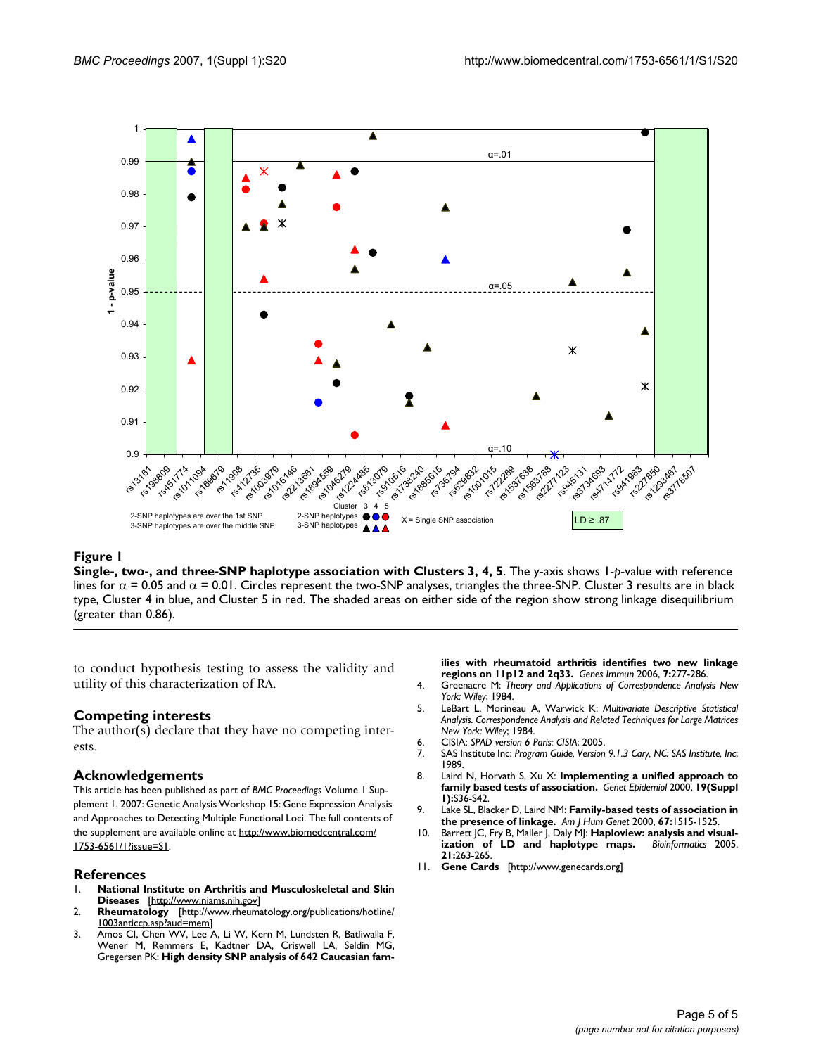1

0.99

0.98

0.97

0.96

0.95

0.94

0.93

0.92

0.91

0.9

1 - p-value

α=.01

α=.05

α=.10

rs13161 rs198809 rs451774 rs1011094 rs169679 rs11908 rs412735 rs1003979 rs1016146 rs2213661 rs1894559 rs1046279 rs1224485 rs813079 rs910516 rs1738240 rs1885615 rs736794 rs629832 rs1001015 rs722269 rs1537638 rs1563788 rs2277123 rs945131 rs3734693 rs4714772 rs941983 rs227850 rs1293467 rs3778507

2-SNP haplotypes are over the 1st SNP

3-SNP haplotypes are over the middle SNP

Cluster 3 4 5

2-SNP haplotypes

3-SNP haplotypes

X = Single SNP association

LD ≥ .87

**Figure 1**

**Single-, two-, and three-SNP haplotype association with Clusters 3, 4, 5**. The y-axis shows 1-*p*-value with reference lines for $\alpha$ = 0.05 and $\alpha$ = 0.01. Circles represent the two-SNP analyses, triangles the three-SNP. Cluster 3 results are in black type, Cluster 4 in blue, and Cluster 5 in red. The shaded areas on either side of the region show strong linkage disequilibrium (greater than 0.86).

to conduct hypothesis testing to assess the validity and utility of this characterization of RA.

## Competing interests

The author(s) declare that they have no competing interests.

## Acknowledgements

This article has been published as part of *BMC Proceedings* Volume 1 Supplement 1, 2007: Genetic Analysis Workshop 15: Gene Expression Analysis and Approaches to Detecting Multiple Functional Loci. The full contents of the supplement are available online at http://www.biomedcentral.com/1753-6561/1?issue=S1.

## References

1. **National Institute on Arthritis and Musculoskeletal and Skin Diseases** [http://www.niams.nih.gov]
2. **Rheumatology** [http://www.rheumatology.org/publications/hotline/1003anticcp.asp?aud=mem]
3. Amos CI, Chen WV, Lee A, Li W, Kern M, Lundsten R, Batliwalla F, Wener M, Remmers E, Kadtner DA, Criswell LA, Seldin MG, Gregersen PK: **High density SNP analysis of 642 Caucasian families with rheumatoid arthritis identifies two new linkage regions on 11p12 and 2q33.** *Genes Immun* 2006, **7:**277-286.
4. Greenacre M: *Theory and Applications of Correspondence Analysis New York: Wiley*; 1984.
5. LeBart L, Morineau A, Warwick K: *Multivariate Descriptive Statistical Analysis. Correspondence Analysis and Related Techniques for Large Matrices New York: Wiley*; 1984.
6. CISIA: *SPAD version 6 Paris: CISIA*; 2005.
7. SAS Institute Inc: *Program Guide, Version 9.1.3 Cary, NC: SAS Institute, Inc*; 1989.
8. Laird N, Horvath S, Xu X: **Implementing a unified approach to family based tests of association.** *Genet Epidemiol* 2000, **19(Suppl 1):**S36-S42.
9. Lake SL, Blacker D, Laird NM: **Family-based tests of association in the presence of linkage.** *Am J Hum Genet* 2000, **67:**1515-1525.
10. Barrett JC, Fry B, Maller J, Daly MJ: **Haploview: analysis and visualization of LD and haplotype maps.** *Bioinformatics* 2005, **21:**263-265.
11. **Gene Cards** [http://www.genecards.org]